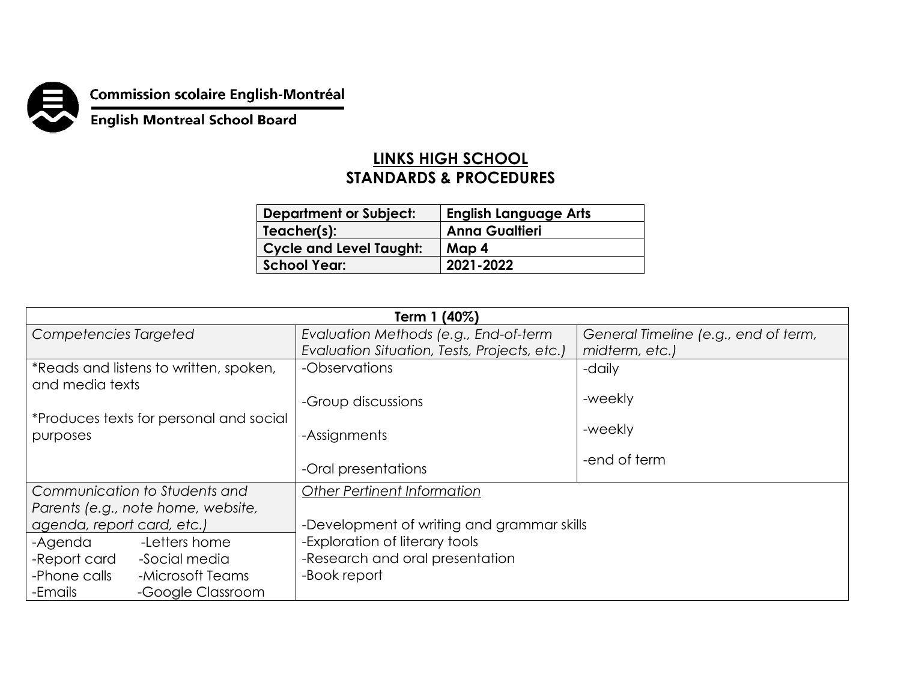Commission scolaire English-Montréal

English Montreal School Board

# LINKS HIGH SCHOOL
## STANDARDS & PROCEDURES

| Department or Subject: | English Language Arts |
|---|---|
| Teacher(s): | Anna Gualtieri |
| Cycle and Level Taught: | Map 4 |
| School Year: | 2021-2022 |

| Term 1 (40%) | | |
|---|---|---|
| *Competencies Targeted* | *Evaluation Methods (e.g., End-of-term Evaluation Situation, Tests, Projects, etc.)* | *General Timeline (e.g., end of term, midterm, etc.)* |
| *Reads and listens to written, spoken, and media texts<br><br>*Produces texts for personal and social purposes | -Observations<br><br>-Group discussions<br><br>-Assignments<br><br>-Oral presentations | -daily<br><br>-weekly<br><br>-weekly<br><br>-end of term |
| *Communication to Students and Parents (e.g., note home, website, agenda, report card, etc.)* | *Other Pertinent Information* | |
| -Agenda -Letters home<br>-Report card -Social media<br>-Phone calls -Microsoft Teams<br>-Emails -Google Classroom | -Development of writing and grammar skills<br>-Exploration of literary tools<br>-Research and oral presentation<br>-Book report | |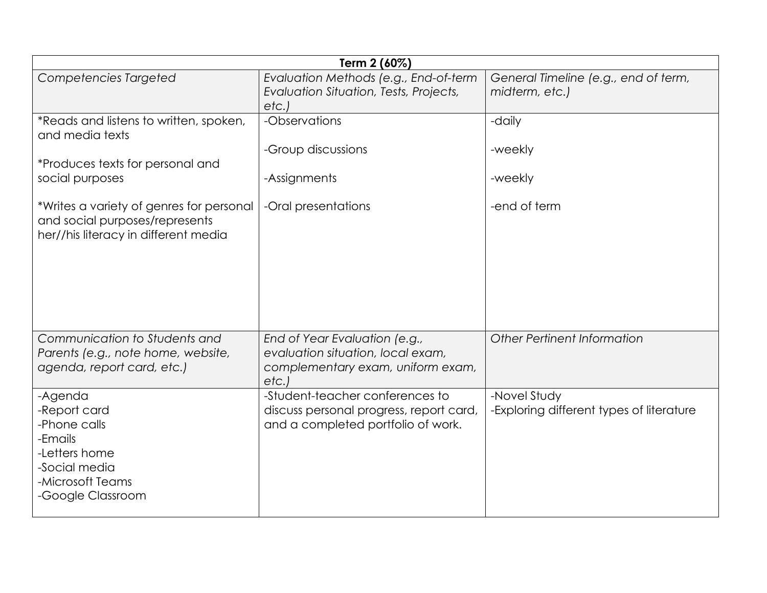| Term 2 (60%) | | |
|---|---|---|
| *Competencies Targeted* | *Evaluation Methods (e.g., End-of-term Evaluation Situation, Tests, Projects, etc.)* | *General Timeline (e.g., end of term, midterm, etc.)* |
| *Reads and listens to written, spoken, and media texts<br><br>*Produces texts for personal and social purposes<br><br>*Writes a variety of genres for personal and social purposes/represents her//his literacy in different media | -Observations<br><br>-Group discussions<br><br>-Assignments<br><br>-Oral presentations | -daily<br><br>-weekly<br><br>-weekly<br><br>-end of term |
| *Communication to Students and Parents (e.g., note home, website, agenda, report card, etc.)* | *End of Year Evaluation (e.g., evaluation situation, local exam, complementary exam, uniform exam, etc.)* | *Other Pertinent Information* |
| -Agenda<br>-Report card<br>-Phone calls<br>-Emails<br>-Letters home<br>-Social media<br>-Microsoft Teams<br>-Google Classroom | -Student-teacher conferences to discuss personal progress, report card, and a completed portfolio of work. | -Novel Study<br>-Exploring different types of literature |